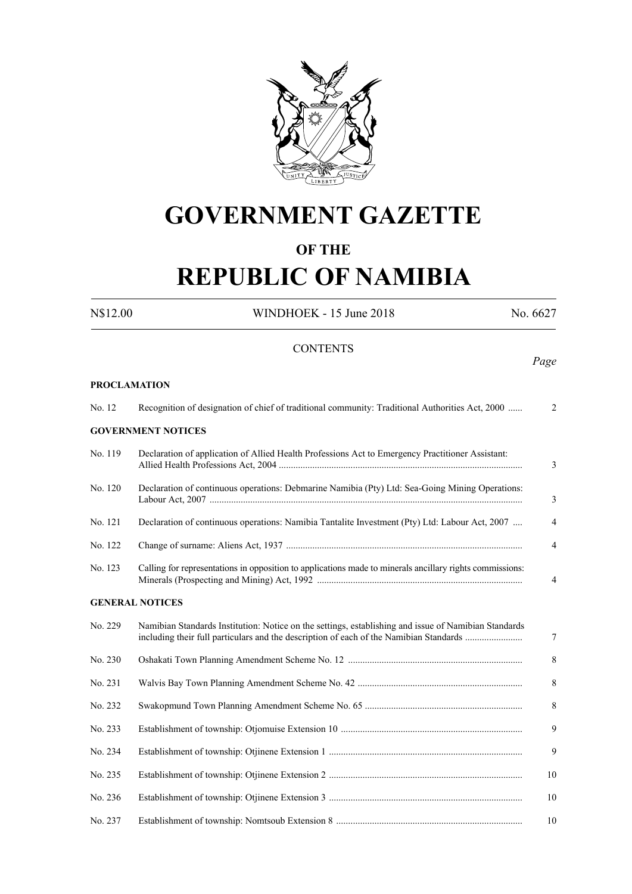# GOVERNMENT GAZETTE

## OF THE

# REPUBLIC OF NAMIBIA

N$12.00 WINDHOEK - 15 June 2018 No. 6627

## CONTENTS

*Page*

**PROCLAMATION**

| No. | Title | Page |
|---|---|---|
| No. 12 | Recognition of designation of chief of traditional community: Traditional Authorities Act, 2000 | 2 |

**GOVERNMENT NOTICES**

| No. | Title | Page |
|---|---|---|
| No. 119 | Declaration of application of Allied Health Professions Act to Emergency Practitioner Assistant: Allied Health Professions Act, 2004 | 3 |
| No. 120 | Declaration of continuous operations: Debmarine Namibia (Pty) Ltd: Sea-Going Mining Operations: Labour Act, 2007 | 3 |
| No. 121 | Declaration of continuous operations: Namibia Tantalite Investment (Pty) Ltd: Labour Act, 2007 | 4 |
| No. 122 | Change of surname: Aliens Act, 1937 | 4 |
| No. 123 | Calling for representations in opposition to applications made to minerals ancillary rights commissions: Minerals (Prospecting and Mining) Act, 1992 | 4 |

**GENERAL NOTICES**

| No. | Title | Page |
|---|---|---|
| No. 229 | Namibian Standards Institution: Notice on the settings, establishing and issue of Namibian Standards including their full particulars and the description of each of the Namibian Standards | 7 |
| No. 230 | Oshakati Town Planning Amendment Scheme No. 12 | 8 |
| No. 231 | Walvis Bay Town Planning Amendment Scheme No. 42 | 8 |
| No. 232 | Swakopmund Town Planning Amendment Scheme No. 65 | 8 |
| No. 233 | Establishment of township: Otjomuise Extension 10 | 9 |
| No. 234 | Establishment of township: Otjinene Extension 1 | 9 |
| No. 235 | Establishment of township: Otjinene Extension 2 | 10 |
| No. 236 | Establishment of township: Otjinene Extension 3 | 10 |
| No. 237 | Establishment of township: Nomtsoub Extension 8 | 10 |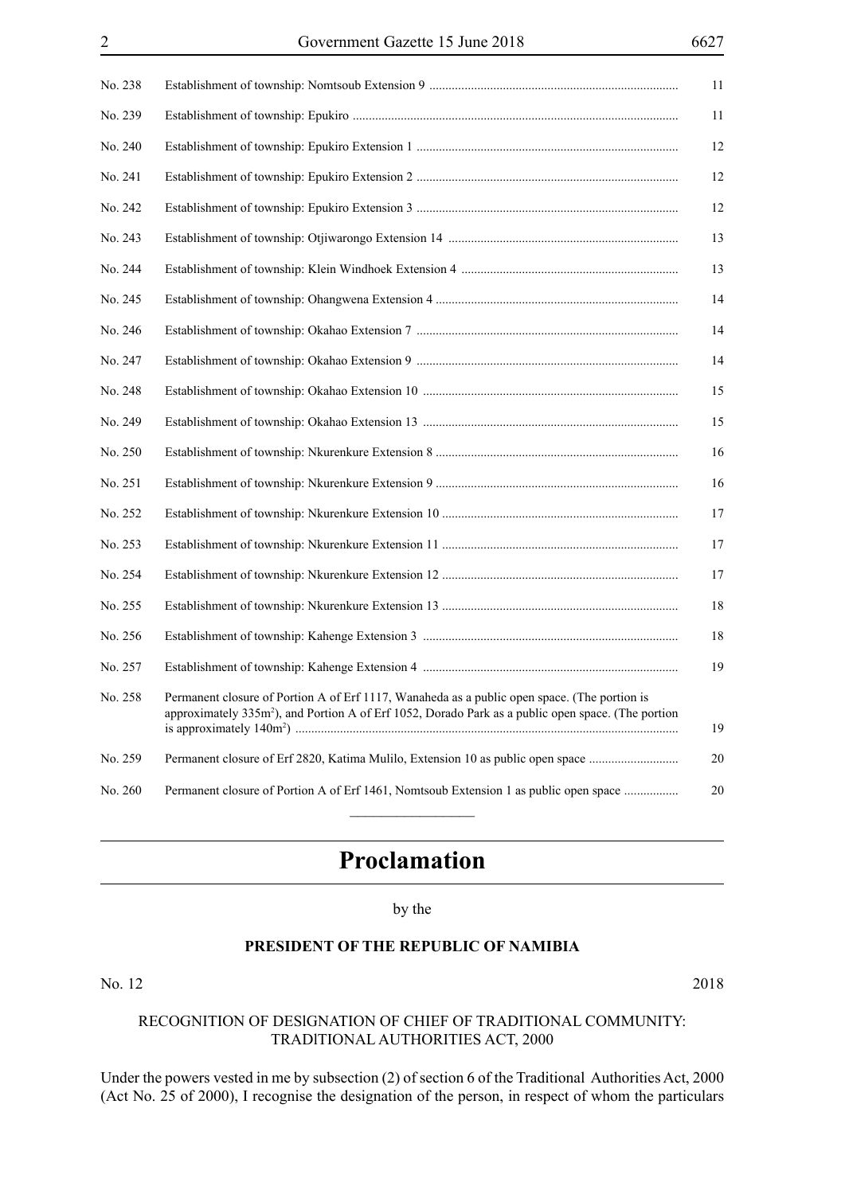| | | |
|---|---|---|
| No. 238 | Establishment of township: Nomtsoub Extension 9 | 11 |
| No. 239 | Establishment of township: Epukiro | 11 |
| No. 240 | Establishment of township: Epukiro Extension 1 | 12 |
| No. 241 | Establishment of township: Epukiro Extension 2 | 12 |
| No. 242 | Establishment of township: Epukiro Extension 3 | 12 |
| No. 243 | Establishment of township: Otjiwarongo Extension 14 | 13 |
| No. 244 | Establishment of township: Klein Windhoek Extension 4 | 13 |
| No. 245 | Establishment of township: Ohangwena Extension 4 | 14 |
| No. 246 | Establishment of township: Okahao Extension 7 | 14 |
| No. 247 | Establishment of township: Okahao Extension 9 | 14 |
| No. 248 | Establishment of township: Okahao Extension 10 | 15 |
| No. 249 | Establishment of township: Okahao Extension 13 | 15 |
| No. 250 | Establishment of township: Nkurenkure Extension 8 | 16 |
| No. 251 | Establishment of township: Nkurenkure Extension 9 | 16 |
| No. 252 | Establishment of township: Nkurenkure Extension 10 | 17 |
| No. 253 | Establishment of township: Nkurenkure Extension 11 | 17 |
| No. 254 | Establishment of township: Nkurenkure Extension 12 | 17 |
| No. 255 | Establishment of township: Nkurenkure Extension 13 | 18 |
| No. 256 | Establishment of township: Kahenge Extension 3 | 18 |
| No. 257 | Establishment of township: Kahenge Extension 4 | 19 |
| No. 258 | Permanent closure of Portion A of Erf 1117, Wanaheda as a public open space. (The portion is approximately 335m$^2$), and Portion A of Erf 1052, Dorado Park as a public open space. (The portion is approximately 140m$^2$) | 19 |
| No. 259 | Permanent closure of Erf 2820, Katima Mulilo, Extension 10 as public open space | 20 |
| No. 260 | Permanent closure of Portion A of Erf 1461, Nomtsoub Extension 1 as public open space | 20 |

# Proclamation

by the

**PRESIDENT OF THE REPUBLIC OF NAMIBIA**

No. 12 2018

RECOGNITION OF DESIGNATION OF CHIEF OF TRADITIONAL COMMUNITY: TRADITIONAL AUTHORITIES ACT, 2000

Under the powers vested in me by subsection (2) of section 6 of the Traditional Authorities Act, 2000 (Act No. 25 of 2000), I recognise the designation of the person, in respect of whom the particulars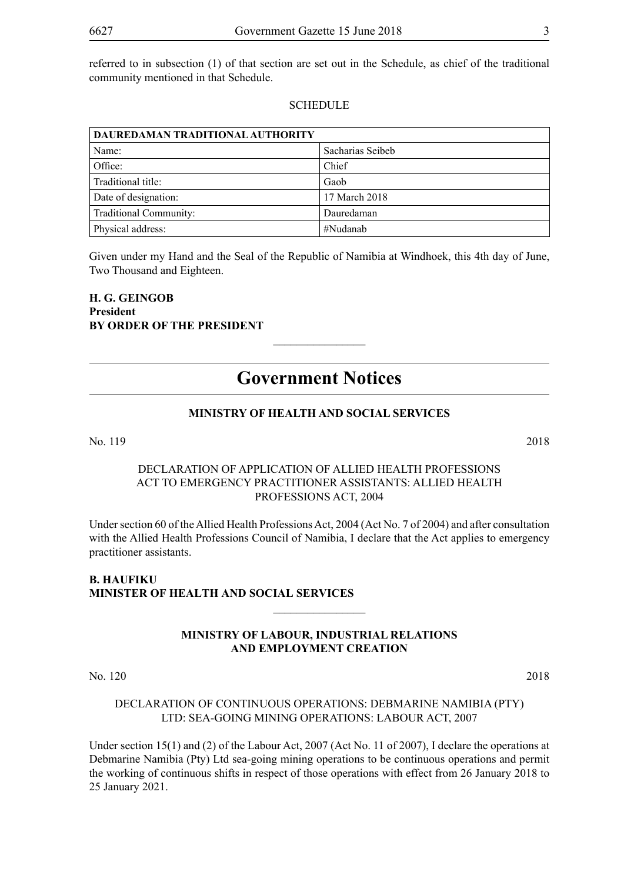referred to in subsection (1) of that section are set out in the Schedule, as chief of the traditional community mentioned in that Schedule.

SCHEDULE

| **DAUREDAMAN TRADITIONAL AUTHORITY** | |
|---|---|
| Name: | Sacharias Seibeb |
| Office: | Chief |
| Traditional title: | Gaob |
| Date of designation: | 17 March 2018 |
| Traditional Community: | Dauredaman |
| Physical address: | #Nudanab |

Given under my Hand and the Seal of the Republic of Namibia at Windhoek, this 4th day of June, Two Thousand and Eighteen.

**H. G. GEINGOB**
**President**
**BY ORDER OF THE PRESIDENT**

---

# Government Notices

## MINISTRY OF HEALTH AND SOCIAL SERVICES

No. 119 2018

DECLARATION OF APPLICATION OF ALLIED HEALTH PROFESSIONS ACT TO EMERGENCY PRACTITIONER ASSISTANTS: ALLIED HEALTH PROFESSIONS ACT, 2004

Under section 60 of the Allied Health Professions Act, 2004 (Act No. 7 of 2004) and after consultation with the Allied Health Professions Council of Namibia, I declare that the Act applies to emergency practitioner assistants.

**B. HAUFIKU**
**MINISTER OF HEALTH AND SOCIAL SERVICES**

---

## MINISTRY OF LABOUR, INDUSTRIAL RELATIONS AND EMPLOYMENT CREATION

No. 120 2018

DECLARATION OF CONTINUOUS OPERATIONS: DEBMARINE NAMIBIA (PTY) LTD: SEA-GOING MINING OPERATIONS: LABOUR ACT, 2007

Under section 15(1) and (2) of the Labour Act, 2007 (Act No. 11 of 2007), I declare the operations at Debmarine Namibia (Pty) Ltd sea-going mining operations to be continuous operations and permit the working of continuous shifts in respect of those operations with effect from 26 January 2018 to 25 January 2021.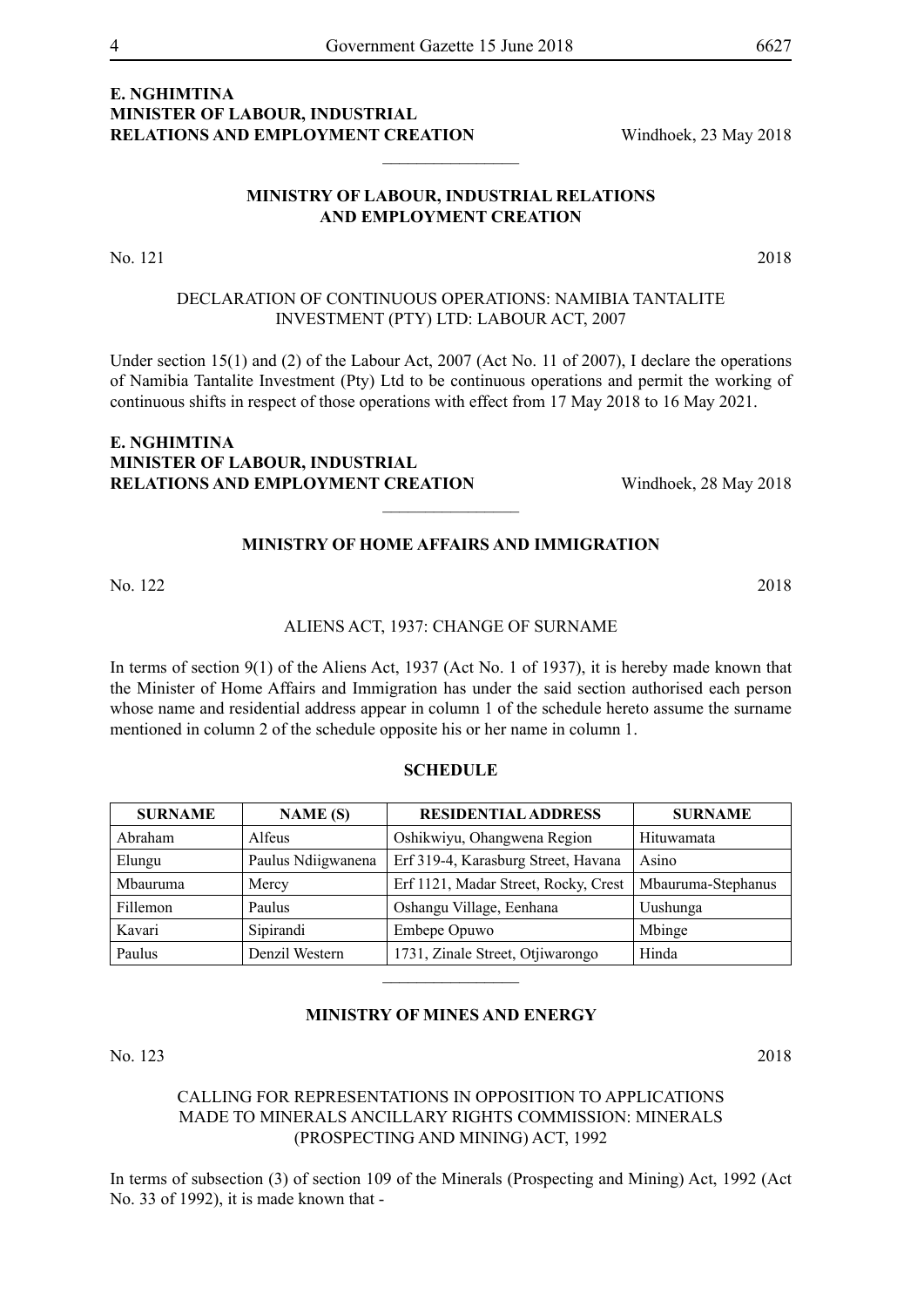**E. NGHIMTINA**
**MINISTER OF LABOUR, INDUSTRIAL**
**RELATIONS AND EMPLOYMENT CREATION** Windhoek, 23 May 2018

________________

**MINISTRY OF LABOUR, INDUSTRIAL RELATIONS AND EMPLOYMENT CREATION**

No. 121 2018

DECLARATION OF CONTINUOUS OPERATIONS: NAMIBIA TANTALITE INVESTMENT (PTY) LTD: LABOUR ACT, 2007

Under section 15(1) and (2) of the Labour Act, 2007 (Act No. 11 of 2007), I declare the operations of Namibia Tantalite Investment (Pty) Ltd to be continuous operations and permit the working of continuous shifts in respect of those operations with effect from 17 May 2018 to 16 May 2021.

**E. NGHIMTINA**
**MINISTER OF LABOUR, INDUSTRIAL**
**RELATIONS AND EMPLOYMENT CREATION** Windhoek, 28 May 2018

________________

**MINISTRY OF HOME AFFAIRS AND IMMIGRATION**

No. 122 2018

ALIENS ACT, 1937: CHANGE OF SURNAME

In terms of section 9(1) of the Aliens Act, 1937 (Act No. 1 of 1937), it is hereby made known that the Minister of Home Affairs and Immigration has under the said section authorised each person whose name and residential address appear in column 1 of the schedule hereto assume the surname mentioned in column 2 of the schedule opposite his or her name in column 1.

**SCHEDULE**

| SURNAME | NAME (S) | RESIDENTIAL ADDRESS | SURNAME |
|---|---|---|---|
| Abraham | Alfeus | Oshikwiyu, Ohangwena Region | Hituwamata |
| Elungu | Paulus Ndiigwanena | Erf 319-4, Karasburg Street, Havana | Asino |
| Mbauruma | Mercy | Erf 1121, Madar Street, Rocky, Crest | Mbauruma-Stephanus |
| Fillemon | Paulus | Oshangu Village, Eenhana | Uushunga |
| Kavari | Sipirandi | Embepe Opuwo | Mbinge |
| Paulus | Denzil Western | 1731, Zinale Street, Otjiwarongo | Hinda |

________________

**MINISTRY OF MINES AND ENERGY**

No. 123 2018

CALLING FOR REPRESENTATIONS IN OPPOSITION TO APPLICATIONS MADE TO MINERALS ANCILLARY RIGHTS COMMISSION: MINERALS (PROSPECTING AND MINING) ACT, 1992

In terms of subsection (3) of section 109 of the Minerals (Prospecting and Mining) Act, 1992 (Act No. 33 of 1992), it is made known that -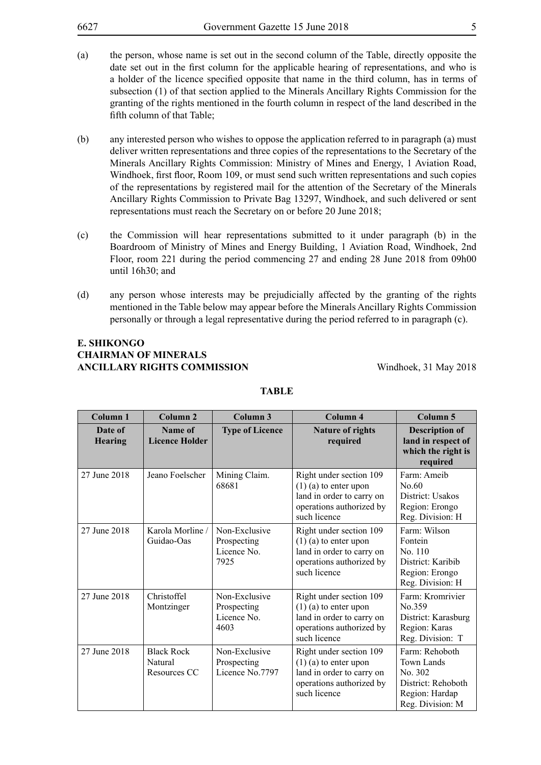(a) the person, whose name is set out in the second column of the Table, directly opposite the date set out in the first column for the applicable hearing of representations, and who is a holder of the licence specified opposite that name in the third column, has in terms of subsection (1) of that section applied to the Minerals Ancillary Rights Commission for the granting of the rights mentioned in the fourth column in respect of the land described in the fifth column of that Table;

(b) any interested person who wishes to oppose the application referred to in paragraph (a) must deliver written representations and three copies of the representations to the Secretary of the Minerals Ancillary Rights Commission: Ministry of Mines and Energy, 1 Aviation Road, Windhoek, first floor, Room 109, or must send such written representations and such copies of the representations by registered mail for the attention of the Secretary of the Minerals Ancillary Rights Commission to Private Bag 13297, Windhoek, and such delivered or sent representations must reach the Secretary on or before 20 June 2018;

(c) the Commission will hear representations submitted to it under paragraph (b) in the Boardroom of Ministry of Mines and Energy Building, 1 Aviation Road, Windhoek, 2nd Floor, room 221 during the period commencing 27 and ending 28 June 2018 from 09h00 until 16h30; and

(d) any person whose interests may be prejudicially affected by the granting of the rights mentioned in the Table below may appear before the Minerals Ancillary Rights Commission personally or through a legal representative during the period referred to in paragraph (c).

**E. SHIKONGO**
**CHAIRMAN OF MINERALS**
**ANCILLARY RIGHTS COMMISSION**

Windhoek, 31 May 2018

**TABLE**

| Column 1 | Column 2 | Column 3 | Column 4 | Column 5 |
|---|---|---|---|---|
| **Date of Hearing** | **Name of Licence Holder** | **Type of Licence** | **Nature of rights required** | **Description of land in respect of which the right is required** |
| 27 June 2018 | Jeano Foelscher | Mining Claim. 68681 | Right under section 109 (1) (a) to enter upon land in order to carry on operations authorized by such licence | Farm: Ameib No.60 District: Usakos Region: Erongo Reg. Division: H |
| 27 June 2018 | Karola Morline / Guidao-Oas | Non-Exclusive Prospecting Licence No. 7925 | Right under section 109 (1) (a) to enter upon land in order to carry on operations authorized by such licence | Farm: Wilson Fontein No. 110 District: Karibib Region: Erongo Reg. Division: H |
| 27 June 2018 | Christoffel Montzinger | Non-Exclusive Prospecting Licence No. 4603 | Right under section 109 (1) (a) to enter upon land in order to carry on operations authorized by such licence | Farm: Kromrivier No.359 District: Karasburg Region: Karas Reg. Division: T |
| 27 June 2018 | Black Rock Natural Resources CC | Non-Exclusive Prospecting Licence No.7797 | Right under section 109 (1) (a) to enter upon land in order to carry on operations authorized by such licence | Farm: Rehoboth Town Lands No. 302 District: Rehoboth Region: Hardap Reg. Division: M |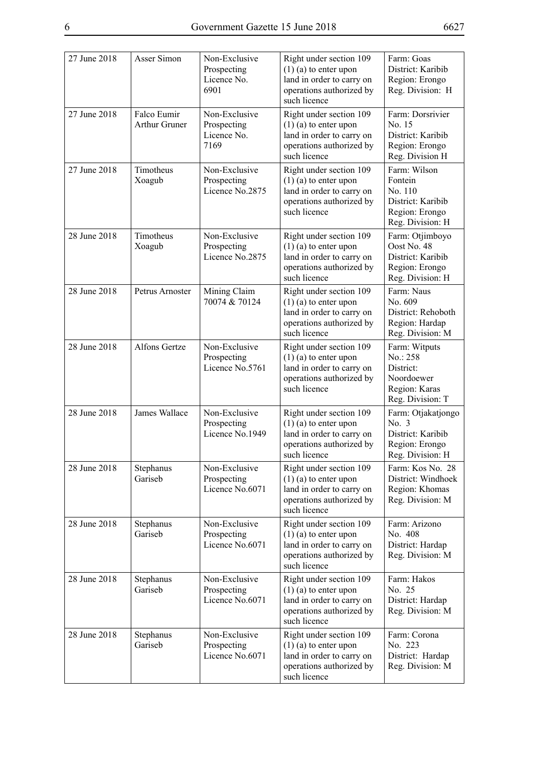| | | | | |
|---|---|---|---|---|
| 27 June 2018 | Asser Simon | Non-Exclusive Prospecting Licence No. 6901 | Right under section 109 (1) (a) to enter upon land in order to carry on operations authorized by such licence | Farm: Goas District: Karibib Region: Erongo Reg. Division: H |
| 27 June 2018 | Falco Eumir Arthur Gruner | Non-Exclusive Prospecting Licence No. 7169 | Right under section 109 (1) (a) to enter upon land in order to carry on operations authorized by such licence | Farm: Dorsrivier No. 15 District: Karibib Region: Erongo Reg. Division H |
| 27 June 2018 | Timotheus Xoagub | Non-Exclusive Prospecting Licence No.2875 | Right under section 109 (1) (a) to enter upon land in order to carry on operations authorized by such licence | Farm: Wilson Fontein No. 110 District: Karibib Region: Erongo Reg. Division: H |
| 28 June 2018 | Timotheus Xoagub | Non-Exclusive Prospecting Licence No.2875 | Right under section 109 (1) (a) to enter upon land in order to carry on operations authorized by such licence | Farm: Otjimboyo Oost No. 48 District: Karibib Region: Erongo Reg. Division: H |
| 28 June 2018 | Petrus Arnoster | Mining Claim 70074 & 70124 | Right under section 109 (1) (a) to enter upon land in order to carry on operations authorized by such licence | Farm: Naus No. 609 District: Rehoboth Region: Hardap Reg. Division: M |
| 28 June 2018 | Alfons Gertze | Non-Exclusive Prospecting Licence No.5761 | Right under section 109 (1) (a) to enter upon land in order to carry on operations authorized by such licence | Farm: Witputs No.: 258 District: Noordoewer Region: Karas Reg. Division: T |
| 28 June 2018 | James Wallace | Non-Exclusive Prospecting Licence No.1949 | Right under section 109 (1) (a) to enter upon land in order to carry on operations authorized by such licence | Farm: Otjakatjongo No. 3 District: Karibib Region: Erongo Reg. Division: H |
| 28 June 2018 | Stephanus Gariseb | Non-Exclusive Prospecting Licence No.6071 | Right under section 109 (1) (a) to enter upon land in order to carry on operations authorized by such licence | Farm: Kos No. 28 District: Windhoek Region: Khomas Reg. Division: M |
| 28 June 2018 | Stephanus Gariseb | Non-Exclusive Prospecting Licence No.6071 | Right under section 109 (1) (a) to enter upon land in order to carry on operations authorized by such licence | Farm: Arizono No. 408 District: Hardap Reg. Division: M |
| 28 June 2018 | Stephanus Gariseb | Non-Exclusive Prospecting Licence No.6071 | Right under section 109 (1) (a) to enter upon land in order to carry on operations authorized by such licence | Farm: Hakos No. 25 District: Hardap Reg. Division: M |
| 28 June 2018 | Stephanus Gariseb | Non-Exclusive Prospecting Licence No.6071 | Right under section 109 (1) (a) to enter upon land in order to carry on operations authorized by such licence | Farm: Corona No. 223 District: Hardap Reg. Division: M |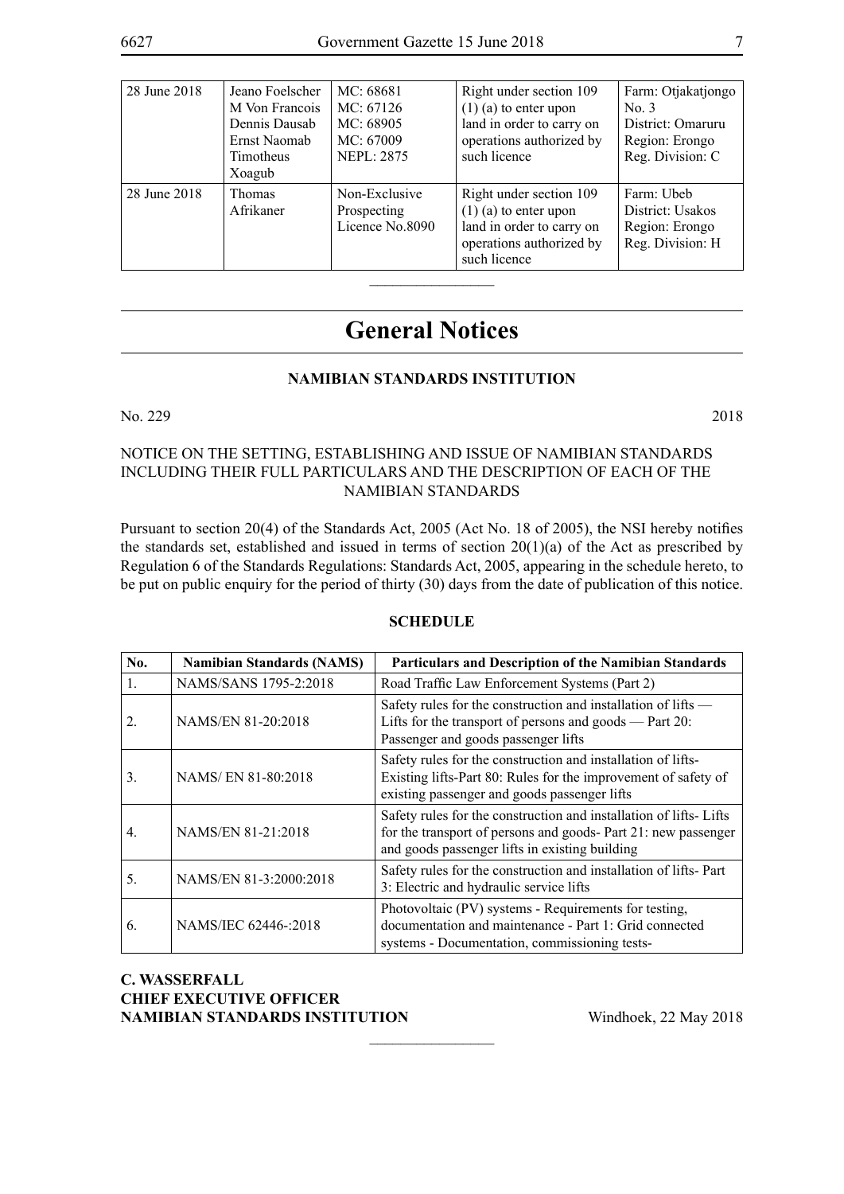| | | | | |
|---|---|---|---|---|
| 28 June 2018 | Jeano Foelscher<br>M Von Francois<br>Dennis Dausab<br>Ernst Naomab<br>Timotheus Xoagub | MC: 68681<br>MC: 67126<br>MC: 68905<br>MC: 67009<br>NEPL: 2875 | Right under section 109 (1) (a) to enter upon land in order to carry on operations authorized by such licence | Farm: Otjakatjongo No. 3<br>District: Omaruru<br>Region: Erongo<br>Reg. Division: C |
| 28 June 2018 | Thomas Afrikaner | Non-Exclusive Prospecting Licence No.8090 | Right under section 109 (1) (a) to enter upon land in order to carry on operations authorized by such licence | Farm: Ubeb<br>District: Usakos<br>Region: Erongo<br>Reg. Division: H |

# General Notices

### NAMIBIAN STANDARDS INSTITUTION

No. 229 2018

NOTICE ON THE SETTING, ESTABLISHING AND ISSUE OF NAMIBIAN STANDARDS INCLUDING THEIR FULL PARTICULARS AND THE DESCRIPTION OF EACH OF THE NAMIBIAN STANDARDS

Pursuant to section 20(4) of the Standards Act, 2005 (Act No. 18 of 2005), the NSI hereby notifies the standards set, established and issued in terms of section 20(1)(a) of the Act as prescribed by Regulation 6 of the Standards Regulations: Standards Act, 2005, appearing in the schedule hereto, to be put on public enquiry for the period of thirty (30) days from the date of publication of this notice.

**SCHEDULE**

| No. | Namibian Standards (NAMS) | Particulars and Description of the Namibian Standards |
|---|---|---|
| 1. | NAMS/SANS 1795-2:2018 | Road Traffic Law Enforcement Systems (Part 2) |
| 2. | NAMS/EN 81-20:2018 | Safety rules for the construction and installation of lifts — Lifts for the transport of persons and goods — Part 20: Passenger and goods passenger lifts |
| 3. | NAMS/ EN 81-80:2018 | Safety rules for the construction and installation of lifts-Existing lifts-Part 80: Rules for the improvement of safety of existing passenger and goods passenger lifts |
| 4. | NAMS/EN 81-21:2018 | Safety rules for the construction and installation of lifts- Lifts for the transport of persons and goods- Part 21: new passenger and goods passenger lifts in existing building |
| 5. | NAMS/EN 81-3:2000:2018 | Safety rules for the construction and installation of lifts- Part 3: Electric and hydraulic service lifts |
| 6. | NAMS/IEC 62446-:2018 | Photovoltaic (PV) systems - Requirements for testing, documentation and maintenance - Part 1: Grid connected systems - Documentation, commissioning tests- |

**C. WASSERFALL**
**CHIEF EXECUTIVE OFFICER**
**NAMIBIAN STANDARDS INSTITUTION** Windhoek, 22 May 2018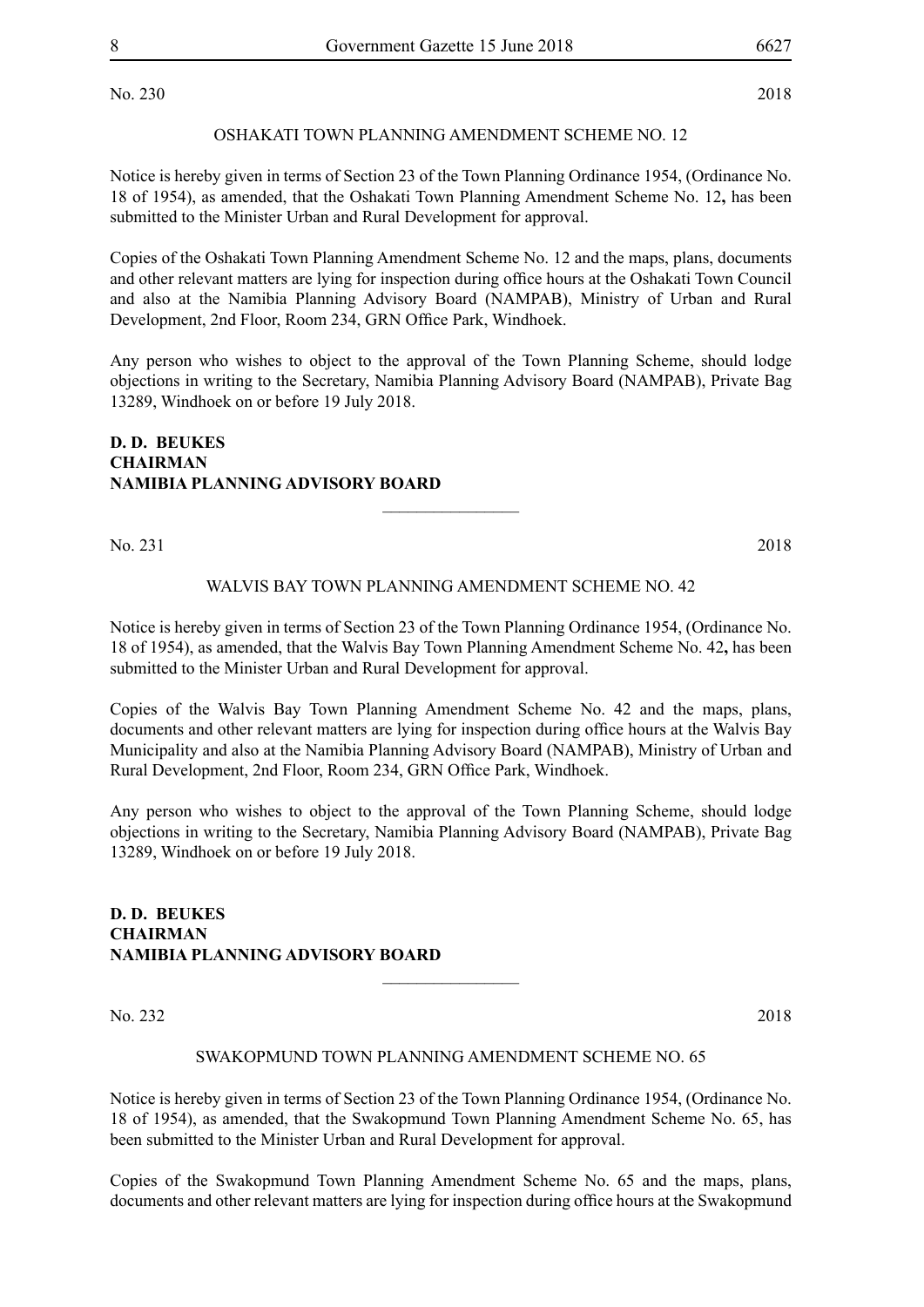No. 230 2018

OSHAKATI TOWN PLANNING AMENDMENT SCHEME NO. 12

Notice is hereby given in terms of Section 23 of the Town Planning Ordinance 1954, (Ordinance No. 18 of 1954), as amended, that the Oshakati Town Planning Amendment Scheme No. 12**,** has been submitted to the Minister Urban and Rural Development for approval.

Copies of the Oshakati Town Planning Amendment Scheme No. 12 and the maps, plans, documents and other relevant matters are lying for inspection during office hours at the Oshakati Town Council and also at the Namibia Planning Advisory Board (NAMPAB), Ministry of Urban and Rural Development, 2nd Floor, Room 234, GRN Office Park, Windhoek.

Any person who wishes to object to the approval of the Town Planning Scheme, should lodge objections in writing to the Secretary, Namibia Planning Advisory Board (NAMPAB), Private Bag 13289, Windhoek on or before 19 July 2018.

**D. D. BEUKES**
**CHAIRMAN**
**NAMIBIA PLANNING ADVISORY BOARD**

---

No. 231 2018

WALVIS BAY TOWN PLANNING AMENDMENT SCHEME NO. 42

Notice is hereby given in terms of Section 23 of the Town Planning Ordinance 1954, (Ordinance No. 18 of 1954), as amended, that the Walvis Bay Town Planning Amendment Scheme No. 42**,** has been submitted to the Minister Urban and Rural Development for approval.

Copies of the Walvis Bay Town Planning Amendment Scheme No. 42 and the maps, plans, documents and other relevant matters are lying for inspection during office hours at the Walvis Bay Municipality and also at the Namibia Planning Advisory Board (NAMPAB), Ministry of Urban and Rural Development, 2nd Floor, Room 234, GRN Office Park, Windhoek.

Any person who wishes to object to the approval of the Town Planning Scheme, should lodge objections in writing to the Secretary, Namibia Planning Advisory Board (NAMPAB), Private Bag 13289, Windhoek on or before 19 July 2018.

**D. D. BEUKES**
**CHAIRMAN**
**NAMIBIA PLANNING ADVISORY BOARD**

---

No. 232 2018

SWAKOPMUND TOWN PLANNING AMENDMENT SCHEME NO. 65

Notice is hereby given in terms of Section 23 of the Town Planning Ordinance 1954, (Ordinance No. 18 of 1954), as amended, that the Swakopmund Town Planning Amendment Scheme No. 65, has been submitted to the Minister Urban and Rural Development for approval.

Copies of the Swakopmund Town Planning Amendment Scheme No. 65 and the maps, plans, documents and other relevant matters are lying for inspection during office hours at the Swakopmund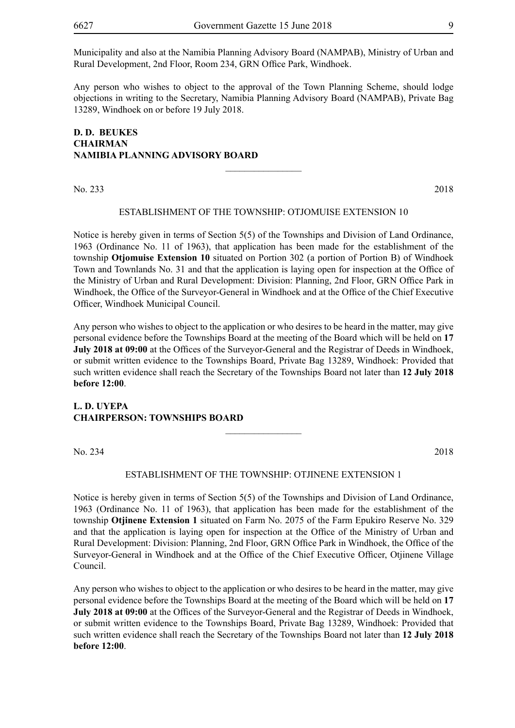Municipality and also at the Namibia Planning Advisory Board (NAMPAB), Ministry of Urban and Rural Development, 2nd Floor, Room 234, GRN Office Park, Windhoek.

Any person who wishes to object to the approval of the Town Planning Scheme, should lodge objections in writing to the Secretary, Namibia Planning Advisory Board (NAMPAB), Private Bag 13289, Windhoek on or before 19 July 2018.

**D. D. BEUKES**
**CHAIRMAN**
**NAMIBIA PLANNING ADVISORY BOARD**

---

No. 233 2018

ESTABLISHMENT OF THE TOWNSHIP: OTJOMUISE EXTENSION 10

Notice is hereby given in terms of Section 5(5) of the Townships and Division of Land Ordinance, 1963 (Ordinance No. 11 of 1963), that application has been made for the establishment of the township **Otjomuise Extension 10** situated on Portion 302 (a portion of Portion B) of Windhoek Town and Townlands No. 31 and that the application is laying open for inspection at the Office of the Ministry of Urban and Rural Development: Division: Planning, 2nd Floor, GRN Office Park in Windhoek, the Office of the Surveyor-General in Windhoek and at the Office of the Chief Executive Officer, Windhoek Municipal Council.

Any person who wishes to object to the application or who desires to be heard in the matter, may give personal evidence before the Townships Board at the meeting of the Board which will be held on **17 July 2018 at 09:00** at the Offices of the Surveyor-General and the Registrar of Deeds in Windhoek, or submit written evidence to the Townships Board, Private Bag 13289, Windhoek: Provided that such written evidence shall reach the Secretary of the Townships Board not later than **12 July 2018 before 12:00**.

**L. D. UYEPA**
**CHAIRPERSON: TOWNSHIPS BOARD**

---

No. 234 2018

ESTABLISHMENT OF THE TOWNSHIP: OTJINENE EXTENSION 1

Notice is hereby given in terms of Section 5(5) of the Townships and Division of Land Ordinance, 1963 (Ordinance No. 11 of 1963), that application has been made for the establishment of the township **Otjinene Extension 1** situated on Farm No. 2075 of the Farm Epukiro Reserve No. 329 and that the application is laying open for inspection at the Office of the Ministry of Urban and Rural Development: Division: Planning, 2nd Floor, GRN Office Park in Windhoek, the Office of the Surveyor-General in Windhoek and at the Office of the Chief Executive Officer, Otjinene Village Council.

Any person who wishes to object to the application or who desires to be heard in the matter, may give personal evidence before the Townships Board at the meeting of the Board which will be held on **17 July 2018 at 09:00** at the Offices of the Surveyor-General and the Registrar of Deeds in Windhoek, or submit written evidence to the Townships Board, Private Bag 13289, Windhoek: Provided that such written evidence shall reach the Secretary of the Townships Board not later than **12 July 2018 before 12:00**.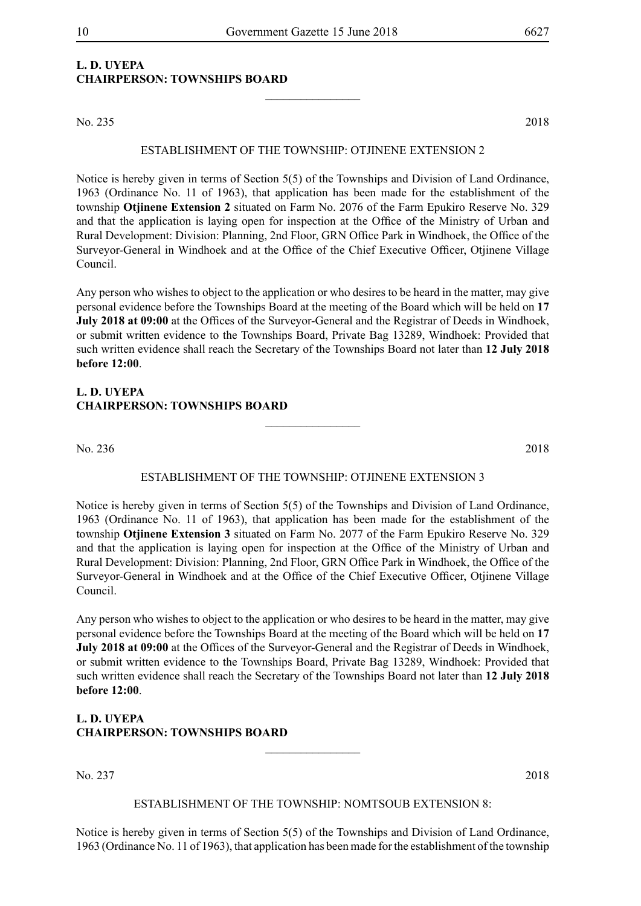**L. D. UYEPA**
**CHAIRPERSON: TOWNSHIPS BOARD**

________________

No. 235 2018

ESTABLISHMENT OF THE TOWNSHIP: OTJINENE EXTENSION 2

Notice is hereby given in terms of Section 5(5) of the Townships and Division of Land Ordinance, 1963 (Ordinance No. 11 of 1963), that application has been made for the establishment of the township **Otjinene Extension 2** situated on Farm No. 2076 of the Farm Epukiro Reserve No. 329 and that the application is laying open for inspection at the Office of the Ministry of Urban and Rural Development: Division: Planning, 2nd Floor, GRN Office Park in Windhoek, the Office of the Surveyor-General in Windhoek and at the Office of the Chief Executive Officer, Otjinene Village Council.

Any person who wishes to object to the application or who desires to be heard in the matter, may give personal evidence before the Townships Board at the meeting of the Board which will be held on **17 July 2018 at 09:00** at the Offices of the Surveyor-General and the Registrar of Deeds in Windhoek, or submit written evidence to the Townships Board, Private Bag 13289, Windhoek: Provided that such written evidence shall reach the Secretary of the Townships Board not later than **12 July 2018 before 12:00**.

**L. D. UYEPA**
**CHAIRPERSON: TOWNSHIPS BOARD**

________________

No. 236 2018

ESTABLISHMENT OF THE TOWNSHIP: OTJINENE EXTENSION 3

Notice is hereby given in terms of Section 5(5) of the Townships and Division of Land Ordinance, 1963 (Ordinance No. 11 of 1963), that application has been made for the establishment of the township **Otjinene Extension 3** situated on Farm No. 2077 of the Farm Epukiro Reserve No. 329 and that the application is laying open for inspection at the Office of the Ministry of Urban and Rural Development: Division: Planning, 2nd Floor, GRN Office Park in Windhoek, the Office of the Surveyor-General in Windhoek and at the Office of the Chief Executive Officer, Otjinene Village Council.

Any person who wishes to object to the application or who desires to be heard in the matter, may give personal evidence before the Townships Board at the meeting of the Board which will be held on **17 July 2018 at 09:00** at the Offices of the Surveyor-General and the Registrar of Deeds in Windhoek, or submit written evidence to the Townships Board, Private Bag 13289, Windhoek: Provided that such written evidence shall reach the Secretary of the Townships Board not later than **12 July 2018 before 12:00**.

**L. D. UYEPA**
**CHAIRPERSON: TOWNSHIPS BOARD**

________________

No. 237 2018

ESTABLISHMENT OF THE TOWNSHIP: NOMTSOUB EXTENSION 8:

Notice is hereby given in terms of Section 5(5) of the Townships and Division of Land Ordinance, 1963 (Ordinance No. 11 of 1963), that application has been made for the establishment of the township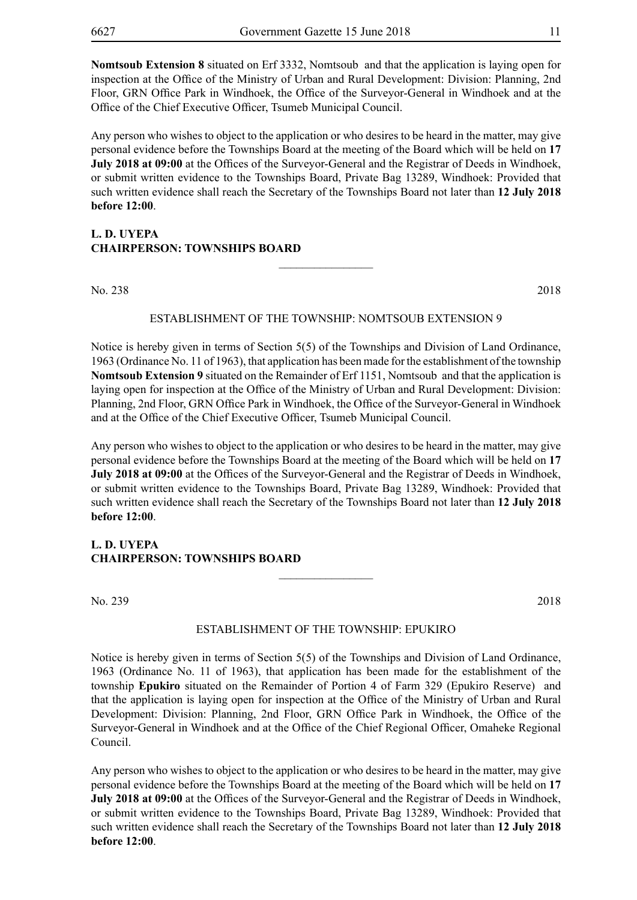**Nomtsoub Extension 8** situated on Erf 3332, Nomtsoub and that the application is laying open for inspection at the Office of the Ministry of Urban and Rural Development: Division: Planning, 2nd Floor, GRN Office Park in Windhoek, the Office of the Surveyor-General in Windhoek and at the Office of the Chief Executive Officer, Tsumeb Municipal Council.

Any person who wishes to object to the application or who desires to be heard in the matter, may give personal evidence before the Townships Board at the meeting of the Board which will be held on **17 July 2018 at 09:00** at the Offices of the Surveyor-General and the Registrar of Deeds in Windhoek, or submit written evidence to the Townships Board, Private Bag 13289, Windhoek: Provided that such written evidence shall reach the Secretary of the Townships Board not later than **12 July 2018 before 12:00**.

**L. D. UYEPA**
**CHAIRPERSON: TOWNSHIPS BOARD**

---

No. 238 2018

ESTABLISHMENT OF THE TOWNSHIP: NOMTSOUB EXTENSION 9

Notice is hereby given in terms of Section 5(5) of the Townships and Division of Land Ordinance, 1963 (Ordinance No. 11 of 1963), that application has been made for the establishment of the township **Nomtsoub Extension 9** situated on the Remainder of Erf 1151, Nomtsoub and that the application is laying open for inspection at the Office of the Ministry of Urban and Rural Development: Division: Planning, 2nd Floor, GRN Office Park in Windhoek, the Office of the Surveyor-General in Windhoek and at the Office of the Chief Executive Officer, Tsumeb Municipal Council.

Any person who wishes to object to the application or who desires to be heard in the matter, may give personal evidence before the Townships Board at the meeting of the Board which will be held on **17 July 2018 at 09:00** at the Offices of the Surveyor-General and the Registrar of Deeds in Windhoek, or submit written evidence to the Townships Board, Private Bag 13289, Windhoek: Provided that such written evidence shall reach the Secretary of the Townships Board not later than **12 July 2018 before 12:00**.

**L. D. UYEPA**
**CHAIRPERSON: TOWNSHIPS BOARD**

---

No. 239 2018

ESTABLISHMENT OF THE TOWNSHIP: EPUKIRO

Notice is hereby given in terms of Section 5(5) of the Townships and Division of Land Ordinance, 1963 (Ordinance No. 11 of 1963), that application has been made for the establishment of the township **Epukiro** situated on the Remainder of Portion 4 of Farm 329 (Epukiro Reserve) and that the application is laying open for inspection at the Office of the Ministry of Urban and Rural Development: Division: Planning, 2nd Floor, GRN Office Park in Windhoek, the Office of the Surveyor-General in Windhoek and at the Office of the Chief Regional Officer, Omaheke Regional Council.

Any person who wishes to object to the application or who desires to be heard in the matter, may give personal evidence before the Townships Board at the meeting of the Board which will be held on **17 July 2018 at 09:00** at the Offices of the Surveyor-General and the Registrar of Deeds in Windhoek, or submit written evidence to the Townships Board, Private Bag 13289, Windhoek: Provided that such written evidence shall reach the Secretary of the Townships Board not later than **12 July 2018 before 12:00**.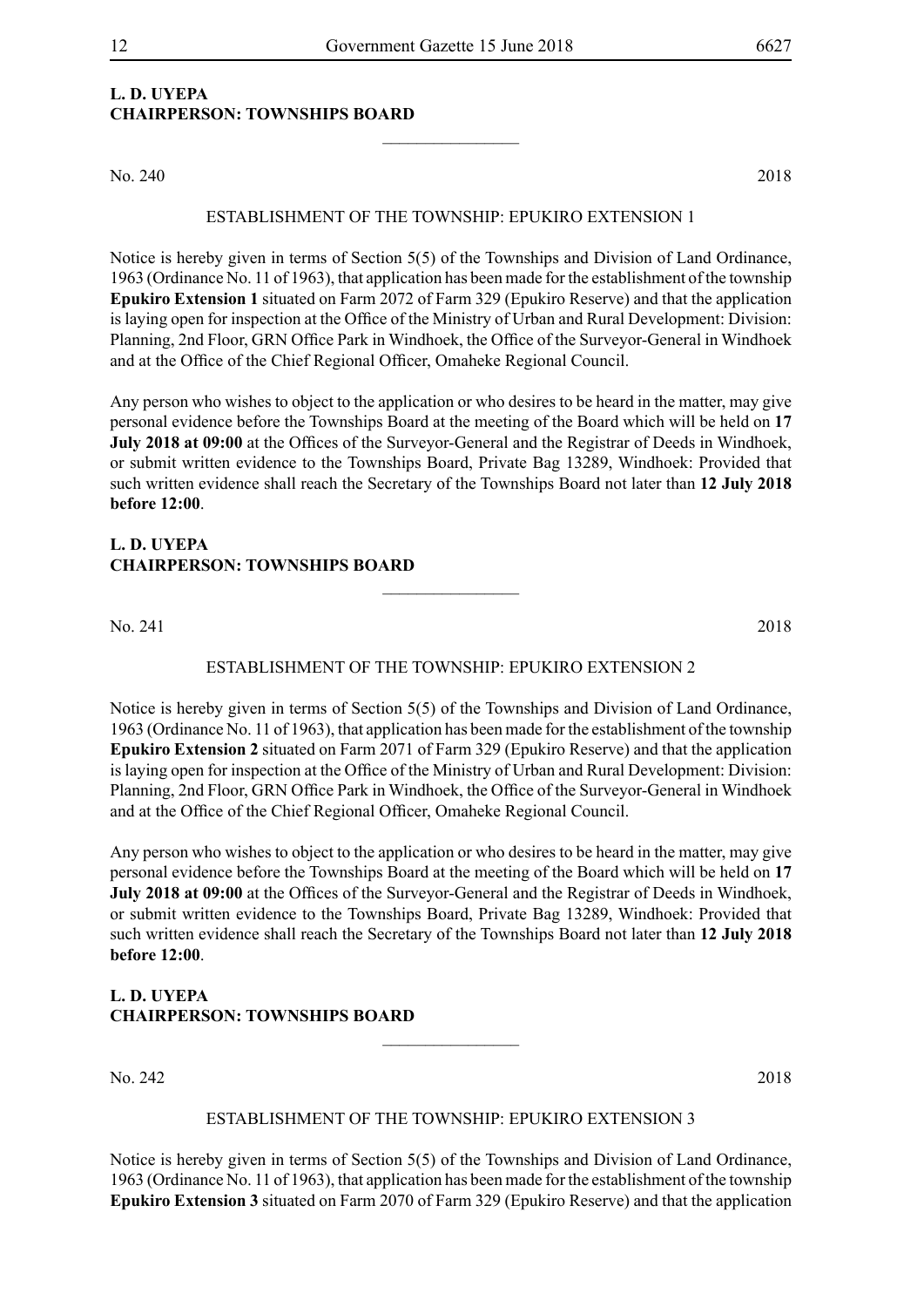**L. D. UYEPA**
**CHAIRPERSON: TOWNSHIPS BOARD**

---

No. 240 2018

ESTABLISHMENT OF THE TOWNSHIP: EPUKIRO EXTENSION 1

Notice is hereby given in terms of Section 5(5) of the Townships and Division of Land Ordinance, 1963 (Ordinance No. 11 of 1963), that application has been made for the establishment of the township **Epukiro Extension 1** situated on Farm 2072 of Farm 329 (Epukiro Reserve) and that the application is laying open for inspection at the Office of the Ministry of Urban and Rural Development: Division: Planning, 2nd Floor, GRN Office Park in Windhoek, the Office of the Surveyor-General in Windhoek and at the Office of the Chief Regional Officer, Omaheke Regional Council.

Any person who wishes to object to the application or who desires to be heard in the matter, may give personal evidence before the Townships Board at the meeting of the Board which will be held on **17 July 2018 at 09:00** at the Offices of the Surveyor-General and the Registrar of Deeds in Windhoek, or submit written evidence to the Townships Board, Private Bag 13289, Windhoek: Provided that such written evidence shall reach the Secretary of the Townships Board not later than **12 July 2018 before 12:00**.

**L. D. UYEPA**
**CHAIRPERSON: TOWNSHIPS BOARD**

---

No. 241 2018

ESTABLISHMENT OF THE TOWNSHIP: EPUKIRO EXTENSION 2

Notice is hereby given in terms of Section 5(5) of the Townships and Division of Land Ordinance, 1963 (Ordinance No. 11 of 1963), that application has been made for the establishment of the township **Epukiro Extension 2** situated on Farm 2071 of Farm 329 (Epukiro Reserve) and that the application is laying open for inspection at the Office of the Ministry of Urban and Rural Development: Division: Planning, 2nd Floor, GRN Office Park in Windhoek, the Office of the Surveyor-General in Windhoek and at the Office of the Chief Regional Officer, Omaheke Regional Council.

Any person who wishes to object to the application or who desires to be heard in the matter, may give personal evidence before the Townships Board at the meeting of the Board which will be held on **17 July 2018 at 09:00** at the Offices of the Surveyor-General and the Registrar of Deeds in Windhoek, or submit written evidence to the Townships Board, Private Bag 13289, Windhoek: Provided that such written evidence shall reach the Secretary of the Townships Board not later than **12 July 2018 before 12:00**.

**L. D. UYEPA**
**CHAIRPERSON: TOWNSHIPS BOARD**

---

No. 242 2018

ESTABLISHMENT OF THE TOWNSHIP: EPUKIRO EXTENSION 3

Notice is hereby given in terms of Section 5(5) of the Townships and Division of Land Ordinance, 1963 (Ordinance No. 11 of 1963), that application has been made for the establishment of the township **Epukiro Extension 3** situated on Farm 2070 of Farm 329 (Epukiro Reserve) and that the application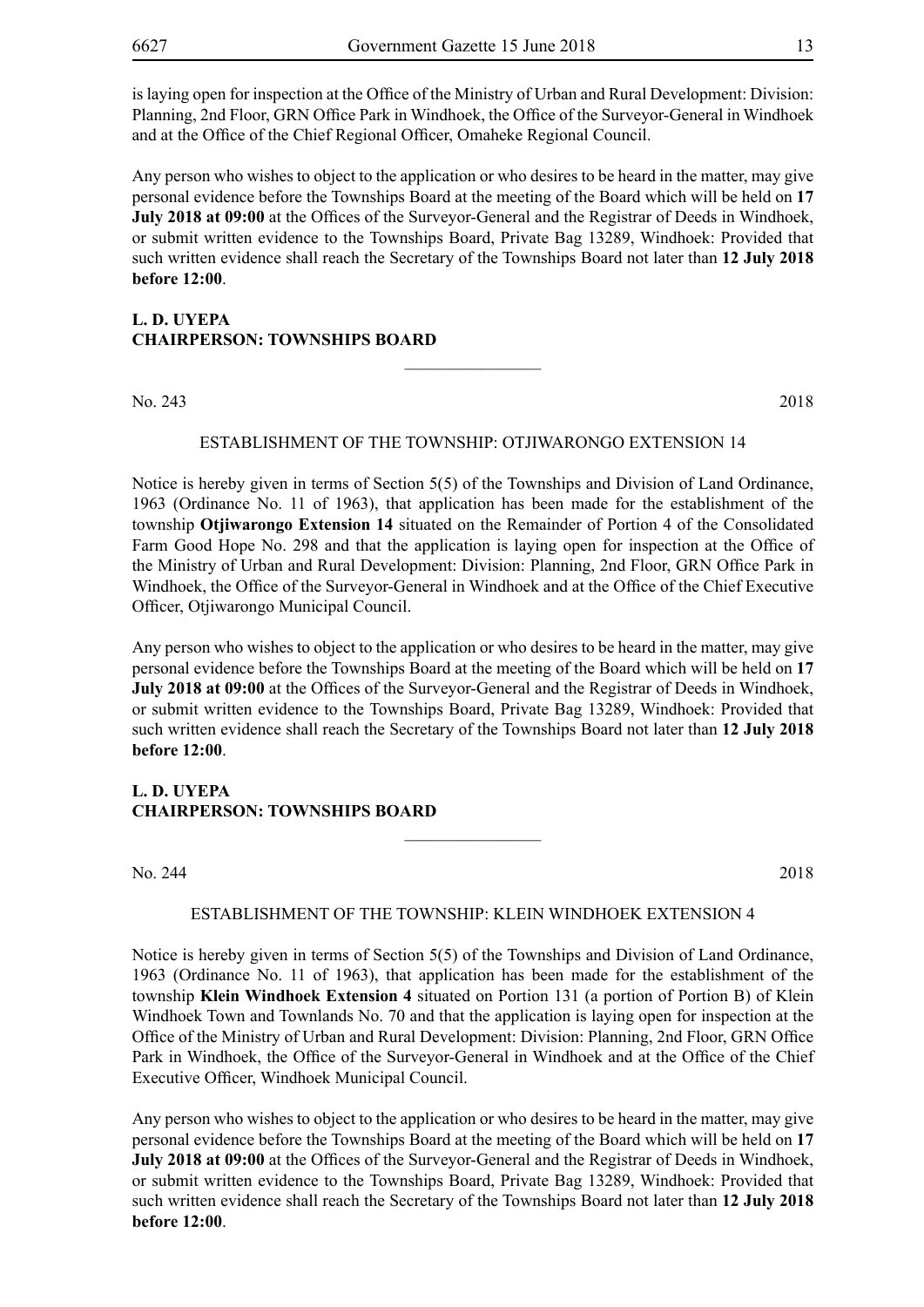is laying open for inspection at the Office of the Ministry of Urban and Rural Development: Division: Planning, 2nd Floor, GRN Office Park in Windhoek, the Office of the Surveyor-General in Windhoek and at the Office of the Chief Regional Officer, Omaheke Regional Council.

Any person who wishes to object to the application or who desires to be heard in the matter, may give personal evidence before the Townships Board at the meeting of the Board which will be held on **17 July 2018 at 09:00** at the Offices of the Surveyor-General and the Registrar of Deeds in Windhoek, or submit written evidence to the Townships Board, Private Bag 13289, Windhoek: Provided that such written evidence shall reach the Secretary of the Townships Board not later than **12 July 2018 before 12:00**.

**L. D. UYEPA**
**CHAIRPERSON: TOWNSHIPS BOARD**

---

No. 243 2018

ESTABLISHMENT OF THE TOWNSHIP: OTJIWARONGO EXTENSION 14

Notice is hereby given in terms of Section 5(5) of the Townships and Division of Land Ordinance, 1963 (Ordinance No. 11 of 1963), that application has been made for the establishment of the township **Otjiwarongo Extension 14** situated on the Remainder of Portion 4 of the Consolidated Farm Good Hope No. 298 and that the application is laying open for inspection at the Office of the Ministry of Urban and Rural Development: Division: Planning, 2nd Floor, GRN Office Park in Windhoek, the Office of the Surveyor-General in Windhoek and at the Office of the Chief Executive Officer, Otjiwarongo Municipal Council.

Any person who wishes to object to the application or who desires to be heard in the matter, may give personal evidence before the Townships Board at the meeting of the Board which will be held on **17 July 2018 at 09:00** at the Offices of the Surveyor-General and the Registrar of Deeds in Windhoek, or submit written evidence to the Townships Board, Private Bag 13289, Windhoek: Provided that such written evidence shall reach the Secretary of the Townships Board not later than **12 July 2018 before 12:00**.

**L. D. UYEPA**
**CHAIRPERSON: TOWNSHIPS BOARD**

---

No. 244 2018

ESTABLISHMENT OF THE TOWNSHIP: KLEIN WINDHOEK EXTENSION 4

Notice is hereby given in terms of Section 5(5) of the Townships and Division of Land Ordinance, 1963 (Ordinance No. 11 of 1963), that application has been made for the establishment of the township **Klein Windhoek Extension 4** situated on Portion 131 (a portion of Portion B) of Klein Windhoek Town and Townlands No. 70 and that the application is laying open for inspection at the Office of the Ministry of Urban and Rural Development: Division: Planning, 2nd Floor, GRN Office Park in Windhoek, the Office of the Surveyor-General in Windhoek and at the Office of the Chief Executive Officer, Windhoek Municipal Council.

Any person who wishes to object to the application or who desires to be heard in the matter, may give personal evidence before the Townships Board at the meeting of the Board which will be held on **17 July 2018 at 09:00** at the Offices of the Surveyor-General and the Registrar of Deeds in Windhoek, or submit written evidence to the Townships Board, Private Bag 13289, Windhoek: Provided that such written evidence shall reach the Secretary of the Townships Board not later than **12 July 2018 before 12:00**.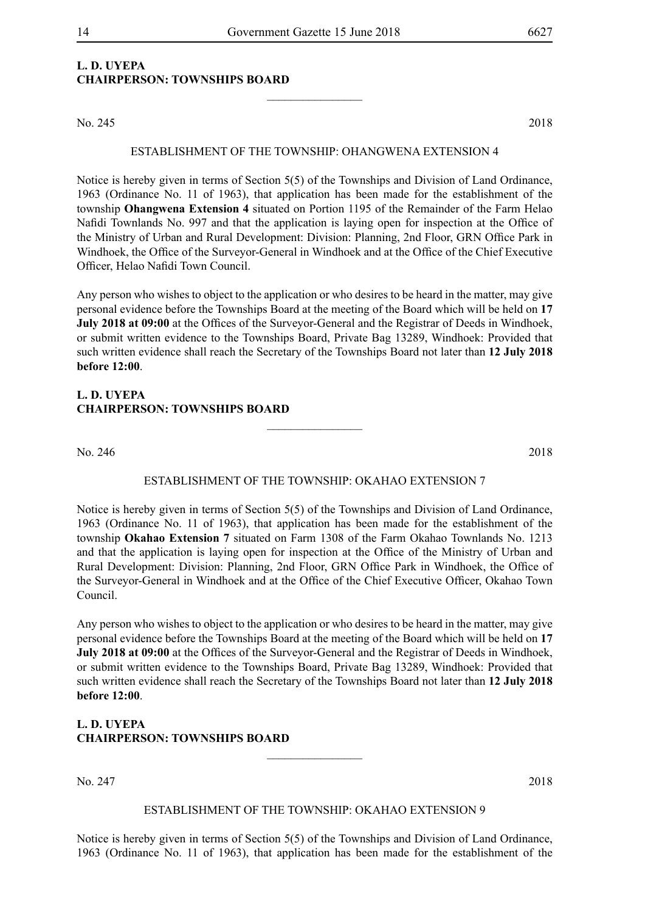**L. D. UYEPA**
**CHAIRPERSON: TOWNSHIPS BOARD**

________________

No. 245 2018

ESTABLISHMENT OF THE TOWNSHIP: OHANGWENA EXTENSION 4

Notice is hereby given in terms of Section 5(5) of the Townships and Division of Land Ordinance, 1963 (Ordinance No. 11 of 1963), that application has been made for the establishment of the township **Ohangwena Extension 4** situated on Portion 1195 of the Remainder of the Farm Helao Nafidi Townlands No. 997 and that the application is laying open for inspection at the Office of the Ministry of Urban and Rural Development: Division: Planning, 2nd Floor, GRN Office Park in Windhoek, the Office of the Surveyor-General in Windhoek and at the Office of the Chief Executive Officer, Helao Nafidi Town Council.

Any person who wishes to object to the application or who desires to be heard in the matter, may give personal evidence before the Townships Board at the meeting of the Board which will be held on **17 July 2018 at 09:00** at the Offices of the Surveyor-General and the Registrar of Deeds in Windhoek, or submit written evidence to the Townships Board, Private Bag 13289, Windhoek: Provided that such written evidence shall reach the Secretary of the Townships Board not later than **12 July 2018 before 12:00**.

**L. D. UYEPA**
**CHAIRPERSON: TOWNSHIPS BOARD**

________________

No. 246 2018

ESTABLISHMENT OF THE TOWNSHIP: OKAHAO EXTENSION 7

Notice is hereby given in terms of Section 5(5) of the Townships and Division of Land Ordinance, 1963 (Ordinance No. 11 of 1963), that application has been made for the establishment of the township **Okahao Extension 7** situated on Farm 1308 of the Farm Okahao Townlands No. 1213 and that the application is laying open for inspection at the Office of the Ministry of Urban and Rural Development: Division: Planning, 2nd Floor, GRN Office Park in Windhoek, the Office of the Surveyor-General in Windhoek and at the Office of the Chief Executive Officer, Okahao Town Council.

Any person who wishes to object to the application or who desires to be heard in the matter, may give personal evidence before the Townships Board at the meeting of the Board which will be held on **17 July 2018 at 09:00** at the Offices of the Surveyor-General and the Registrar of Deeds in Windhoek, or submit written evidence to the Townships Board, Private Bag 13289, Windhoek: Provided that such written evidence shall reach the Secretary of the Townships Board not later than **12 July 2018 before 12:00**.

**L. D. UYEPA**
**CHAIRPERSON: TOWNSHIPS BOARD**

________________

No. 247 2018

ESTABLISHMENT OF THE TOWNSHIP: OKAHAO EXTENSION 9

Notice is hereby given in terms of Section 5(5) of the Townships and Division of Land Ordinance, 1963 (Ordinance No. 11 of 1963), that application has been made for the establishment of the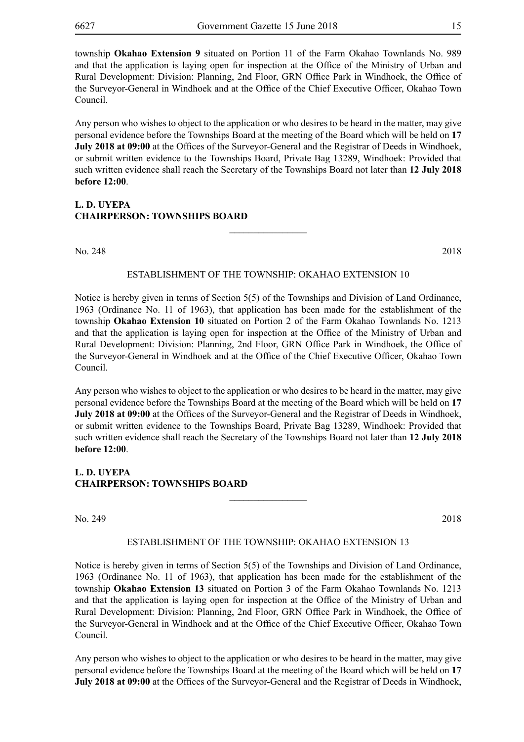township **Okahao Extension 9** situated on Portion 11 of the Farm Okahao Townlands No. 989 and that the application is laying open for inspection at the Office of the Ministry of Urban and Rural Development: Division: Planning, 2nd Floor, GRN Office Park in Windhoek, the Office of the Surveyor-General in Windhoek and at the Office of the Chief Executive Officer, Okahao Town Council.

Any person who wishes to object to the application or who desires to be heard in the matter, may give personal evidence before the Townships Board at the meeting of the Board which will be held on **17 July 2018 at 09:00** at the Offices of the Surveyor-General and the Registrar of Deeds in Windhoek, or submit written evidence to the Townships Board, Private Bag 13289, Windhoek: Provided that such written evidence shall reach the Secretary of the Townships Board not later than **12 July 2018 before 12:00**.

**L. D. UYEPA**
**CHAIRPERSON: TOWNSHIPS BOARD**

---

No. 248 2018

ESTABLISHMENT OF THE TOWNSHIP: OKAHAO EXTENSION 10

Notice is hereby given in terms of Section 5(5) of the Townships and Division of Land Ordinance, 1963 (Ordinance No. 11 of 1963), that application has been made for the establishment of the township **Okahao Extension 10** situated on Portion 2 of the Farm Okahao Townlands No. 1213 and that the application is laying open for inspection at the Office of the Ministry of Urban and Rural Development: Division: Planning, 2nd Floor, GRN Office Park in Windhoek, the Office of the Surveyor-General in Windhoek and at the Office of the Chief Executive Officer, Okahao Town Council.

Any person who wishes to object to the application or who desires to be heard in the matter, may give personal evidence before the Townships Board at the meeting of the Board which will be held on **17 July 2018 at 09:00** at the Offices of the Surveyor-General and the Registrar of Deeds in Windhoek, or submit written evidence to the Townships Board, Private Bag 13289, Windhoek: Provided that such written evidence shall reach the Secretary of the Townships Board not later than **12 July 2018 before 12:00**.

**L. D. UYEPA**
**CHAIRPERSON: TOWNSHIPS BOARD**

---

No. 249 2018

ESTABLISHMENT OF THE TOWNSHIP: OKAHAO EXTENSION 13

Notice is hereby given in terms of Section 5(5) of the Townships and Division of Land Ordinance, 1963 (Ordinance No. 11 of 1963), that application has been made for the establishment of the township **Okahao Extension 13** situated on Portion 3 of the Farm Okahao Townlands No. 1213 and that the application is laying open for inspection at the Office of the Ministry of Urban and Rural Development: Division: Planning, 2nd Floor, GRN Office Park in Windhoek, the Office of the Surveyor-General in Windhoek and at the Office of the Chief Executive Officer, Okahao Town Council.

Any person who wishes to object to the application or who desires to be heard in the matter, may give personal evidence before the Townships Board at the meeting of the Board which will be held on **17 July 2018 at 09:00** at the Offices of the Surveyor-General and the Registrar of Deeds in Windhoek,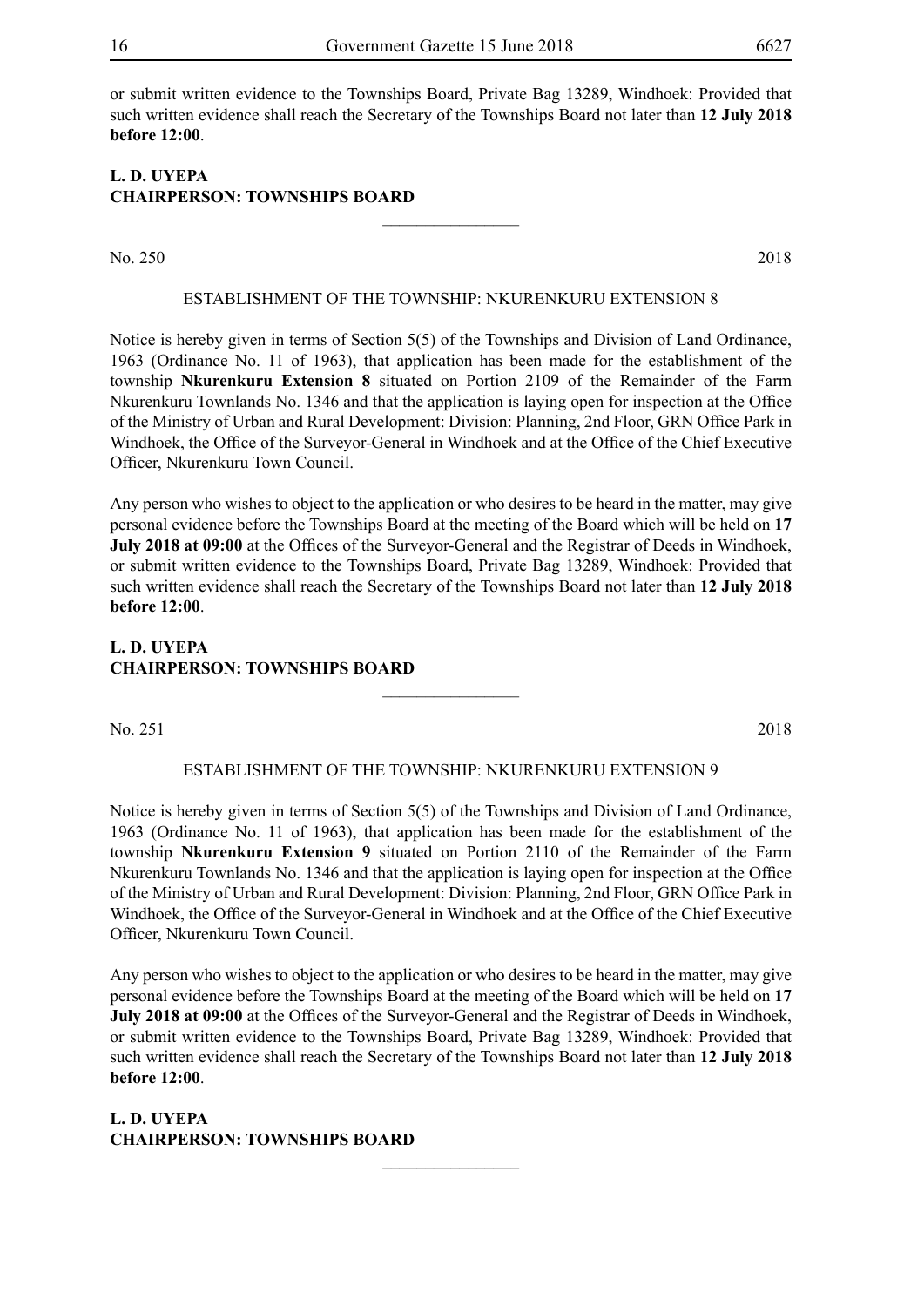or submit written evidence to the Townships Board, Private Bag 13289, Windhoek: Provided that such written evidence shall reach the Secretary of the Townships Board not later than **12 July 2018 before 12:00**.

**L. D. UYEPA**
**CHAIRPERSON: TOWNSHIPS BOARD**

---

No. 250 2018

ESTABLISHMENT OF THE TOWNSHIP: NKURENKURU EXTENSION 8

Notice is hereby given in terms of Section 5(5) of the Townships and Division of Land Ordinance, 1963 (Ordinance No. 11 of 1963), that application has been made for the establishment of the township **Nkurenkuru Extension 8** situated on Portion 2109 of the Remainder of the Farm Nkurenkuru Townlands No. 1346 and that the application is laying open for inspection at the Office of the Ministry of Urban and Rural Development: Division: Planning, 2nd Floor, GRN Office Park in Windhoek, the Office of the Surveyor-General in Windhoek and at the Office of the Chief Executive Officer, Nkurenkuru Town Council.

Any person who wishes to object to the application or who desires to be heard in the matter, may give personal evidence before the Townships Board at the meeting of the Board which will be held on **17 July 2018 at 09:00** at the Offices of the Surveyor-General and the Registrar of Deeds in Windhoek, or submit written evidence to the Townships Board, Private Bag 13289, Windhoek: Provided that such written evidence shall reach the Secretary of the Townships Board not later than **12 July 2018 before 12:00**.

**L. D. UYEPA**
**CHAIRPERSON: TOWNSHIPS BOARD**

---

No. 251 2018

ESTABLISHMENT OF THE TOWNSHIP: NKURENKURU EXTENSION 9

Notice is hereby given in terms of Section 5(5) of the Townships and Division of Land Ordinance, 1963 (Ordinance No. 11 of 1963), that application has been made for the establishment of the township **Nkurenkuru Extension 9** situated on Portion 2110 of the Remainder of the Farm Nkurenkuru Townlands No. 1346 and that the application is laying open for inspection at the Office of the Ministry of Urban and Rural Development: Division: Planning, 2nd Floor, GRN Office Park in Windhoek, the Office of the Surveyor-General in Windhoek and at the Office of the Chief Executive Officer, Nkurenkuru Town Council.

Any person who wishes to object to the application or who desires to be heard in the matter, may give personal evidence before the Townships Board at the meeting of the Board which will be held on **17 July 2018 at 09:00** at the Offices of the Surveyor-General and the Registrar of Deeds in Windhoek, or submit written evidence to the Townships Board, Private Bag 13289, Windhoek: Provided that such written evidence shall reach the Secretary of the Townships Board not later than **12 July 2018 before 12:00**.

**L. D. UYEPA**
**CHAIRPERSON: TOWNSHIPS BOARD**

---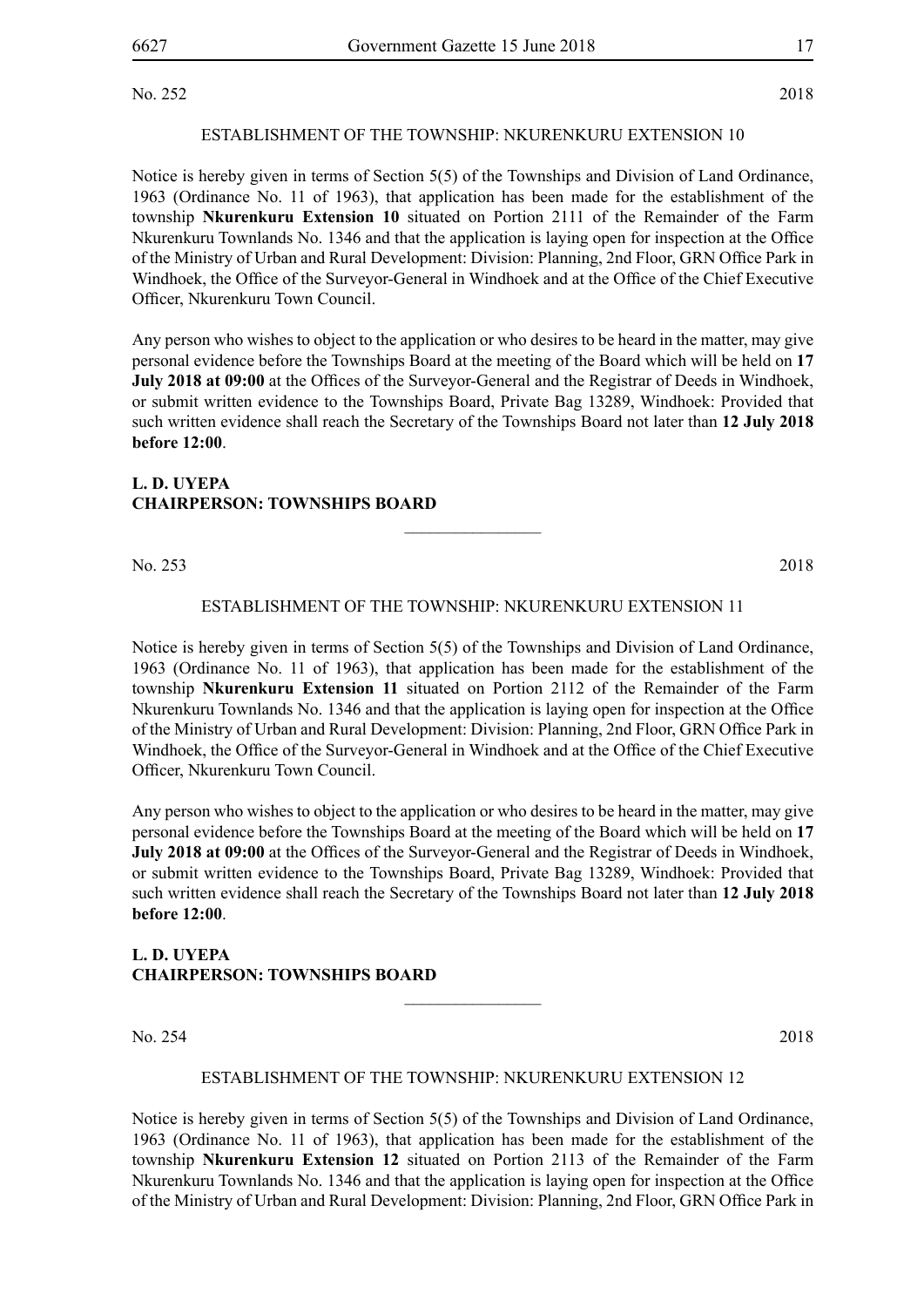No. 252 2018

ESTABLISHMENT OF THE TOWNSHIP: NKURENKURU EXTENSION 10

Notice is hereby given in terms of Section 5(5) of the Townships and Division of Land Ordinance, 1963 (Ordinance No. 11 of 1963), that application has been made for the establishment of the township **Nkurenkuru Extension 10** situated on Portion 2111 of the Remainder of the Farm Nkurenkuru Townlands No. 1346 and that the application is laying open for inspection at the Office of the Ministry of Urban and Rural Development: Division: Planning, 2nd Floor, GRN Office Park in Windhoek, the Office of the Surveyor-General in Windhoek and at the Office of the Chief Executive Officer, Nkurenkuru Town Council.

Any person who wishes to object to the application or who desires to be heard in the matter, may give personal evidence before the Townships Board at the meeting of the Board which will be held on **17 July 2018 at 09:00** at the Offices of the Surveyor-General and the Registrar of Deeds in Windhoek, or submit written evidence to the Townships Board, Private Bag 13289, Windhoek: Provided that such written evidence shall reach the Secretary of the Townships Board not later than **12 July 2018 before 12:00**.

**L. D. UYEPA**
**CHAIRPERSON: TOWNSHIPS BOARD**

---

No. 253 2018

ESTABLISHMENT OF THE TOWNSHIP: NKURENKURU EXTENSION 11

Notice is hereby given in terms of Section 5(5) of the Townships and Division of Land Ordinance, 1963 (Ordinance No. 11 of 1963), that application has been made for the establishment of the township **Nkurenkuru Extension 11** situated on Portion 2112 of the Remainder of the Farm Nkurenkuru Townlands No. 1346 and that the application is laying open for inspection at the Office of the Ministry of Urban and Rural Development: Division: Planning, 2nd Floor, GRN Office Park in Windhoek, the Office of the Surveyor-General in Windhoek and at the Office of the Chief Executive Officer, Nkurenkuru Town Council.

Any person who wishes to object to the application or who desires to be heard in the matter, may give personal evidence before the Townships Board at the meeting of the Board which will be held on **17 July 2018 at 09:00** at the Offices of the Surveyor-General and the Registrar of Deeds in Windhoek, or submit written evidence to the Townships Board, Private Bag 13289, Windhoek: Provided that such written evidence shall reach the Secretary of the Townships Board not later than **12 July 2018 before 12:00**.

**L. D. UYEPA**
**CHAIRPERSON: TOWNSHIPS BOARD**

---

No. 254 2018

ESTABLISHMENT OF THE TOWNSHIP: NKURENKURU EXTENSION 12

Notice is hereby given in terms of Section 5(5) of the Townships and Division of Land Ordinance, 1963 (Ordinance No. 11 of 1963), that application has been made for the establishment of the township **Nkurenkuru Extension 12** situated on Portion 2113 of the Remainder of the Farm Nkurenkuru Townlands No. 1346 and that the application is laying open for inspection at the Office of the Ministry of Urban and Rural Development: Division: Planning, 2nd Floor, GRN Office Park in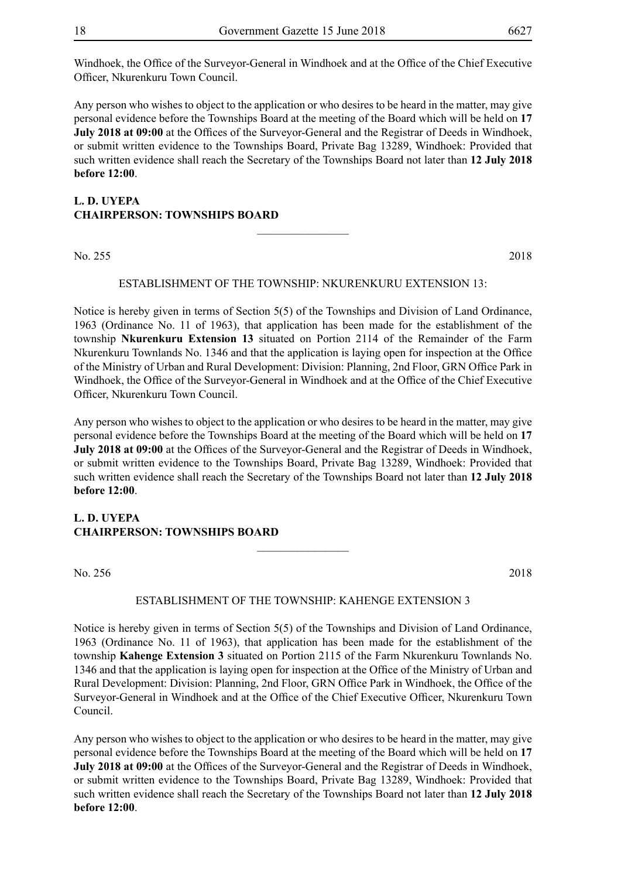Windhoek, the Office of the Surveyor-General in Windhoek and at the Office of the Chief Executive Officer, Nkurenkuru Town Council.

Any person who wishes to object to the application or who desires to be heard in the matter, may give personal evidence before the Townships Board at the meeting of the Board which will be held on **17 July 2018 at 09:00** at the Offices of the Surveyor-General and the Registrar of Deeds in Windhoek, or submit written evidence to the Townships Board, Private Bag 13289, Windhoek: Provided that such written evidence shall reach the Secretary of the Townships Board not later than **12 July 2018 before 12:00**.

**L. D. UYEPA**
**CHAIRPERSON: TOWNSHIPS BOARD**

---

No. 255 2018

ESTABLISHMENT OF THE TOWNSHIP: NKURENKURU EXTENSION 13:

Notice is hereby given in terms of Section 5(5) of the Townships and Division of Land Ordinance, 1963 (Ordinance No. 11 of 1963), that application has been made for the establishment of the township **Nkurenkuru Extension 13** situated on Portion 2114 of the Remainder of the Farm Nkurenkuru Townlands No. 1346 and that the application is laying open for inspection at the Office of the Ministry of Urban and Rural Development: Division: Planning, 2nd Floor, GRN Office Park in Windhoek, the Office of the Surveyor-General in Windhoek and at the Office of the Chief Executive Officer, Nkurenkuru Town Council.

Any person who wishes to object to the application or who desires to be heard in the matter, may give personal evidence before the Townships Board at the meeting of the Board which will be held on **17 July 2018 at 09:00** at the Offices of the Surveyor-General and the Registrar of Deeds in Windhoek, or submit written evidence to the Townships Board, Private Bag 13289, Windhoek: Provided that such written evidence shall reach the Secretary of the Townships Board not later than **12 July 2018 before 12:00**.

**L. D. UYEPA**
**CHAIRPERSON: TOWNSHIPS BOARD**

---

No. 256 2018

ESTABLISHMENT OF THE TOWNSHIP: KAHENGE EXTENSION 3

Notice is hereby given in terms of Section 5(5) of the Townships and Division of Land Ordinance, 1963 (Ordinance No. 11 of 1963), that application has been made for the establishment of the township **Kahenge Extension 3** situated on Portion 2115 of the Farm Nkurenkuru Townlands No. 1346 and that the application is laying open for inspection at the Office of the Ministry of Urban and Rural Development: Division: Planning, 2nd Floor, GRN Office Park in Windhoek, the Office of the Surveyor-General in Windhoek and at the Office of the Chief Executive Officer, Nkurenkuru Town Council.

Any person who wishes to object to the application or who desires to be heard in the matter, may give personal evidence before the Townships Board at the meeting of the Board which will be held on **17 July 2018 at 09:00** at the Offices of the Surveyor-General and the Registrar of Deeds in Windhoek, or submit written evidence to the Townships Board, Private Bag 13289, Windhoek: Provided that such written evidence shall reach the Secretary of the Townships Board not later than **12 July 2018 before 12:00**.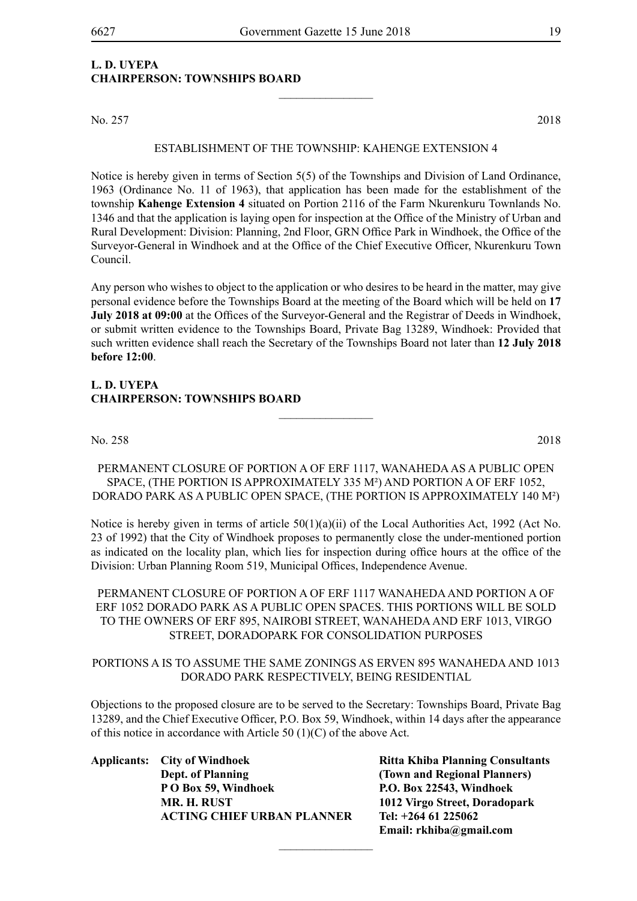**L. D. UYEPA**
**CHAIRPERSON: TOWNSHIPS BOARD**

---

No. 257 2018

ESTABLISHMENT OF THE TOWNSHIP: KAHENGE EXTENSION 4

Notice is hereby given in terms of Section 5(5) of the Townships and Division of Land Ordinance, 1963 (Ordinance No. 11 of 1963), that application has been made for the establishment of the township **Kahenge Extension 4** situated on Portion 2116 of the Farm Nkurenkuru Townlands No. 1346 and that the application is laying open for inspection at the Office of the Ministry of Urban and Rural Development: Division: Planning, 2nd Floor, GRN Office Park in Windhoek, the Office of the Surveyor-General in Windhoek and at the Office of the Chief Executive Officer, Nkurenkuru Town Council.

Any person who wishes to object to the application or who desires to be heard in the matter, may give personal evidence before the Townships Board at the meeting of the Board which will be held on **17 July 2018 at 09:00** at the Offices of the Surveyor-General and the Registrar of Deeds in Windhoek, or submit written evidence to the Townships Board, Private Bag 13289, Windhoek: Provided that such written evidence shall reach the Secretary of the Townships Board not later than **12 July 2018 before 12:00**.

**L. D. UYEPA**
**CHAIRPERSON: TOWNSHIPS BOARD**

---

No. 258 2018

PERMANENT CLOSURE OF PORTION A OF ERF 1117, WANAHEDA AS A PUBLIC OPEN SPACE, (THE PORTION IS APPROXIMATELY 335 M²) AND PORTION A OF ERF 1052, DORADO PARK AS A PUBLIC OPEN SPACE, (THE PORTION IS APPROXIMATELY 140 M²)

Notice is hereby given in terms of article 50(1)(a)(ii) of the Local Authorities Act, 1992 (Act No. 23 of 1992) that the City of Windhoek proposes to permanently close the under-mentioned portion as indicated on the locality plan, which lies for inspection during office hours at the office of the Division: Urban Planning Room 519, Municipal Offices, Independence Avenue.

PERMANENT CLOSURE OF PORTION A OF ERF 1117 WANAHEDA AND PORTION A OF ERF 1052 DORADO PARK AS A PUBLIC OPEN SPACES. THIS PORTIONS WILL BE SOLD TO THE OWNERS OF ERF 895, NAIROBI STREET, WANAHEDA AND ERF 1013, VIRGO STREET, DORADOPARK FOR CONSOLIDATION PURPOSES

PORTIONS A IS TO ASSUME THE SAME ZONINGS AS ERVEN 895 WANAHEDA AND 1013 DORADO PARK RESPECTIVELY, BEING RESIDENTIAL

Objections to the proposed closure are to be served to the Secretary: Townships Board, Private Bag 13289, and the Chief Executive Officer, P.O. Box 59, Windhoek, within 14 days after the appearance of this notice in accordance with Article 50 (1)(C) of the above Act.

**Applicants:**

**City of Windhoek**
**Dept. of Planning**
**P O Box 59, Windhoek**
**MR. H. RUST**
**ACTING CHIEF URBAN PLANNER**

**Ritta Khiba Planning Consultants**
**(Town and Regional Planners)**
**P.O. Box 22543, Windhoek**
**1012 Virgo Street, Doradopark**
**Tel: +264 61 225062**
**Email: rkhiba@gmail.com**

---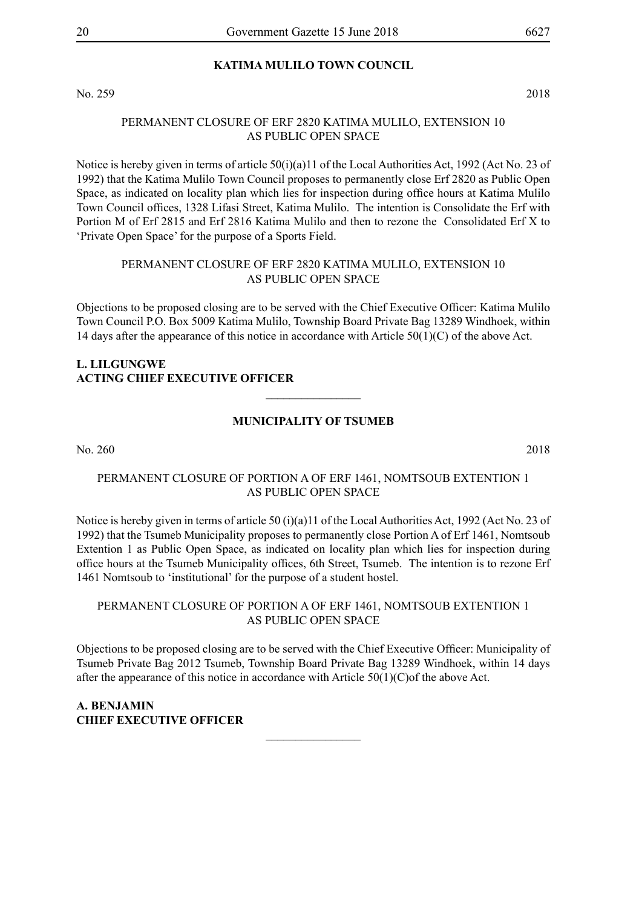## KATIMA MULILO TOWN COUNCIL

No. 259 2018

PERMANENT CLOSURE OF ERF 2820 KATIMA MULILO, EXTENSION 10 AS PUBLIC OPEN SPACE

Notice is hereby given in terms of article 50(i)(a)11 of the Local Authorities Act, 1992 (Act No. 23 of 1992) that the Katima Mulilo Town Council proposes to permanently close Erf 2820 as Public Open Space, as indicated on locality plan which lies for inspection during office hours at Katima Mulilo Town Council offices, 1328 Lifasi Street, Katima Mulilo. The intention is Consolidate the Erf with Portion M of Erf 2815 and Erf 2816 Katima Mulilo and then to rezone the Consolidated Erf X to 'Private Open Space' for the purpose of a Sports Field.

PERMANENT CLOSURE OF ERF 2820 KATIMA MULILO, EXTENSION 10 AS PUBLIC OPEN SPACE

Objections to be proposed closing are to be served with the Chief Executive Officer: Katima Mulilo Town Council P.O. Box 5009 Katima Mulilo, Township Board Private Bag 13289 Windhoek, within 14 days after the appearance of this notice in accordance with Article 50(1)(C) of the above Act.

**L. LILGUNGWE**
**ACTING CHIEF EXECUTIVE OFFICER**

---

## MUNICIPALITY OF TSUMEB

No. 260 2018

PERMANENT CLOSURE OF PORTION A OF ERF 1461, NOMTSOUB EXTENTION 1 AS PUBLIC OPEN SPACE

Notice is hereby given in terms of article 50 (i)(a)11 of the Local Authorities Act, 1992 (Act No. 23 of 1992) that the Tsumeb Municipality proposes to permanently close Portion A of Erf 1461, Nomtsoub Extention 1 as Public Open Space, as indicated on locality plan which lies for inspection during office hours at the Tsumeb Municipality offices, 6th Street, Tsumeb. The intention is to rezone Erf 1461 Nomtsoub to 'institutional' for the purpose of a student hostel.

PERMANENT CLOSURE OF PORTION A OF ERF 1461, NOMTSOUB EXTENTION 1 AS PUBLIC OPEN SPACE

Objections to be proposed closing are to be served with the Chief Executive Officer: Municipality of Tsumeb Private Bag 2012 Tsumeb, Township Board Private Bag 13289 Windhoek, within 14 days after the appearance of this notice in accordance with Article 50(1)(C)of the above Act.

**A. BENJAMIN**
**CHIEF EXECUTIVE OFFICER**

---